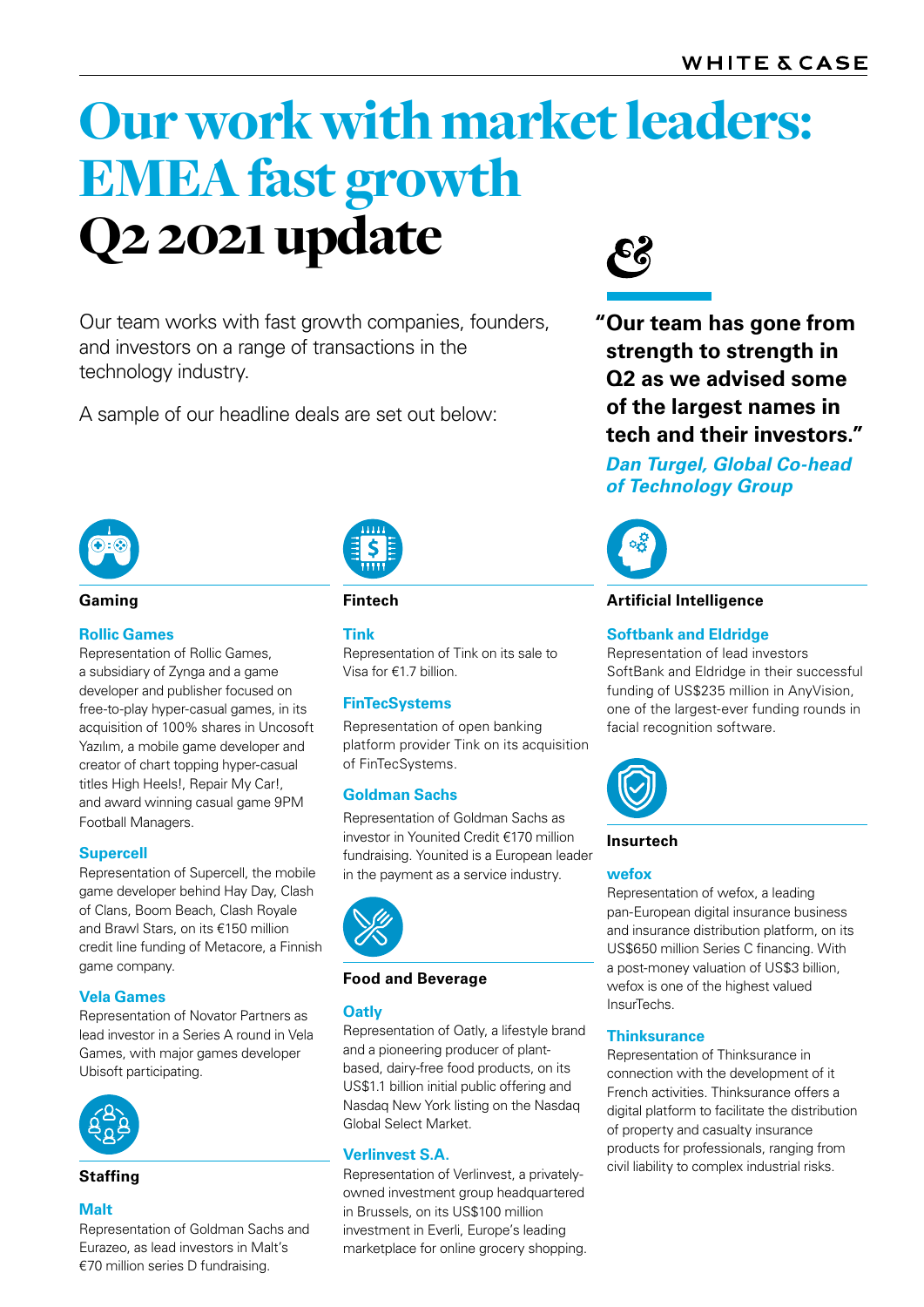# Our work with market leaders: EMEA fast growth

## Q2 2021 update

Our team works with fast growth companies, founders, and investors on a range of transactions in the technology industry.

A sample of our headline deals are set out below:

> **"Our team has gone from strength to strength in Q2 as we advised some of the largest names in tech and their investors."**
>
> ***Dan Turgel, Global Co-head of Technology Group***

### Gaming

**Rollic Games**

Representation of Rollic Games, a subsidiary of Zynga and a game developer and publisher focused on free-to-play hyper-casual games, in its acquisition of 100% shares in Uncosoft Yazılım, a mobile game developer and creator of chart topping hyper-casual titles High Heels!, Repair My Car!, and award winning casual game 9PM Football Managers.

**Supercell**

Representation of Supercell, the mobile game developer behind Hay Day, Clash of Clans, Boom Beach, Clash Royale and Brawl Stars, on its €150 million credit line funding of Metacore, a Finnish game company.

**Vela Games**

Representation of Novator Partners as lead investor in a Series A round in Vela Games, with major games developer Ubisoft participating.

### Staffing

**Malt**

Representation of Goldman Sachs and Eurazeo, as lead investors in Malt's €70 million series D fundraising.

### Fintech

**Tink**

Representation of Tink on its sale to Visa for €1.7 billion.

**FinTecSystems**

Representation of open banking platform provider Tink on its acquisition of FinTecSystems.

**Goldman Sachs**

Representation of Goldman Sachs as investor in Younited Credit €170 million fundraising. Younited is a European leader in the payment as a service industry.

### Food and Beverage

**Oatly**

Representation of Oatly, a lifestyle brand and a pioneering producer of plant-based, dairy-free food products, on its US$1.1 billion initial public offering and Nasdaq New York listing on the Nasdaq Global Select Market.

**Verlinvest S.A.**

Representation of Verlinvest, a privately-owned investment group headquartered in Brussels, on its US$100 million investment in Everli, Europe's leading marketplace for online grocery shopping.

### Artificial Intelligence

**Softbank and Eldridge**

Representation of lead investors SoftBank and Eldridge in their successful funding of US$235 million in AnyVision, one of the largest-ever funding rounds in facial recognition software.

### Insurtech

**wefox**

Representation of wefox, a leading pan-European digital insurance business and insurance distribution platform, on its US$650 million Series C financing. With a post-money valuation of US$3 billion, wefox is one of the highest valued InsurTechs.

**Thinksurance**

Representation of Thinksurance in connection with the development of it French activities. Thinksurance offers a digital platform to facilitate the distribution of property and casualty insurance products for professionals, ranging from civil liability to complex industrial risks.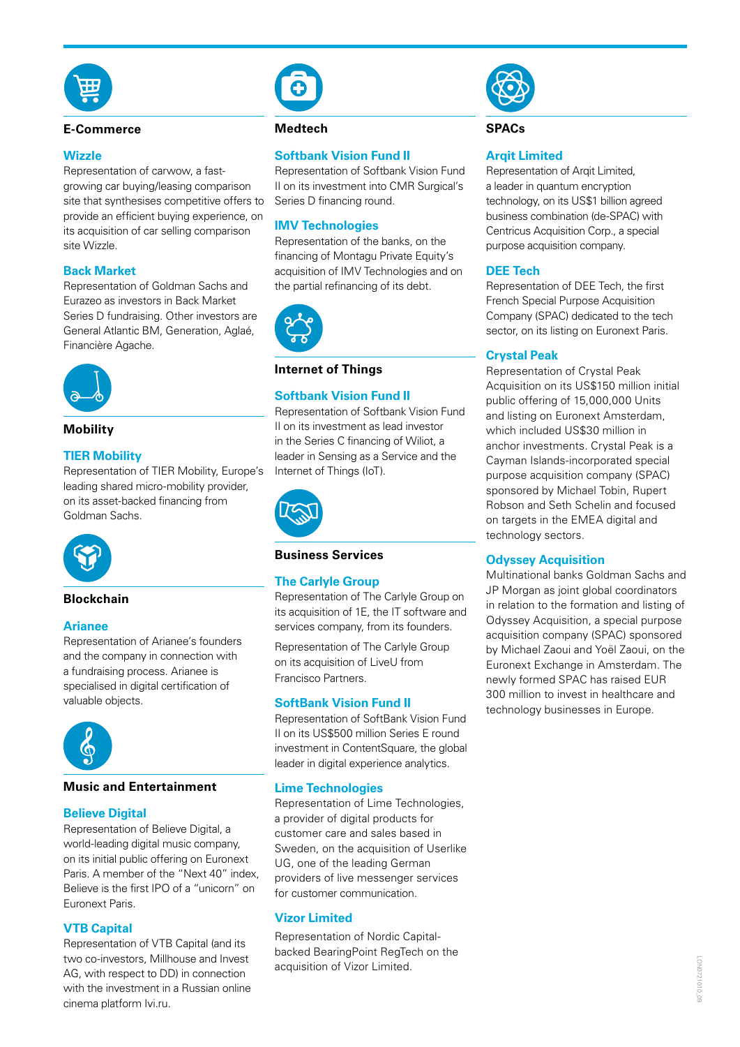## E-Commerce

### Wizzle

Representation of carwow, a fast-growing car buying/leasing comparison site that synthesises competitive offers to provide an efficient buying experience, on its acquisition of car selling comparison site Wizzle.

### Back Market

Representation of Goldman Sachs and Eurazeo as investors in Back Market Series D fundraising. Other investors are General Atlantic BM, Generation, Aglaé, Financière Agache.

## Mobility

### TIER Mobility

Representation of TIER Mobility, Europe's leading shared micro-mobility provider, on its asset-backed financing from Goldman Sachs.

## Blockchain

### Arianee

Representation of Arianee's founders and the company in connection with a fundraising process. Arianee is specialised in digital certification of valuable objects.

## Music and Entertainment

### Believe Digital

Representation of Believe Digital, a world-leading digital music company, on its initial public offering on Euronext Paris. A member of the "Next 40" index, Believe is the first IPO of a "unicorn" on Euronext Paris.

### VTB Capital

Representation of VTB Capital (and its two co-investors, Millhouse and Invest AG, with respect to DD) in connection with the investment in a Russian online cinema platform Ivi.ru.

## Medtech

### Softbank Vision Fund II

Representation of Softbank Vision Fund II on its investment into CMR Surgical's Series D financing round.

### IMV Technologies

Representation of the banks, on the financing of Montagu Private Equity's acquisition of IMV Technologies and on the partial refinancing of its debt.

## Internet of Things

### Softbank Vision Fund II

Representation of Softbank Vision Fund II on its investment as lead investor in the Series C financing of Wiliot, a leader in Sensing as a Service and the Internet of Things (IoT).

## Business Services

### The Carlyle Group

Representation of The Carlyle Group on its acquisition of 1E, the IT software and services company, from its founders.

Representation of The Carlyle Group on its acquisition of LiveU from Francisco Partners.

### SoftBank Vision Fund II

Representation of SoftBank Vision Fund II on its US$500 million Series E round investment in ContentSquare, the global leader in digital experience analytics.

### Lime Technologies

Representation of Lime Technologies, a provider of digital products for customer care and sales based in Sweden, on the acquisition of Userlike UG, one of the leading German providers of live messenger services for customer communication.

### Vizor Limited

Representation of Nordic Capital-backed BearingPoint RegTech on the acquisition of Vizor Limited.

## SPACs

### Arqit Limited

Representation of Arqit Limited, a leader in quantum encryption technology, on its US$1 billion agreed business combination (de-SPAC) with Centricus Acquisition Corp., a special purpose acquisition company.

### DEE Tech

Representation of DEE Tech, the first French Special Purpose Acquisition Company (SPAC) dedicated to the tech sector, on its listing on Euronext Paris.

### Crystal Peak

Representation of Crystal Peak Acquisition on its US$150 million initial public offering of 15,000,000 Units and listing on Euronext Amsterdam, which included US$30 million in anchor investments. Crystal Peak is a Cayman Islands-incorporated special purpose acquisition company (SPAC) sponsored by Michael Tobin, Rupert Robson and Seth Schelin and focused on targets in the EMEA digital and technology sectors.

### Odyssey Acquisition

Multinational banks Goldman Sachs and JP Morgan as joint global coordinators in relation to the formation and listing of Odyssey Acquisition, a special purpose acquisition company (SPAC) sponsored by Michael Zaoui and Yoël Zaoui, on the Euronext Exchange in Amsterdam. The newly formed SPAC has raised EUR 300 million to invest in healthcare and technology businesses in Europe.